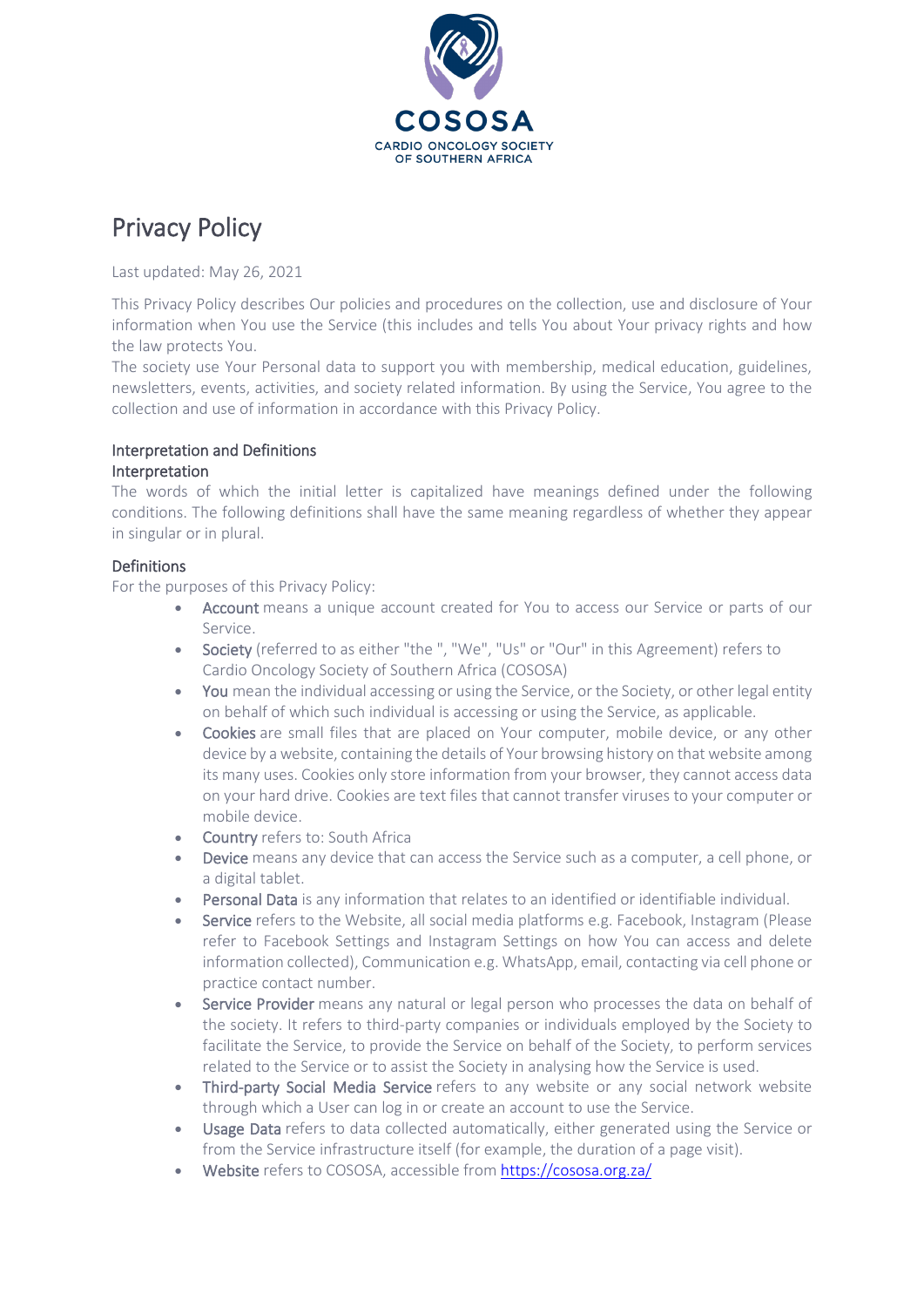COSOSA

CARDIO ONCOLOGY SOCIETY OF SOUTHERN AFRICA

# Privacy Policy

Last updated: May 26, 2021

This Privacy Policy describes Our policies and procedures on the collection, use and disclosure of Your information when You use the Service (this includes and tells You about Your privacy rights and how the law protects You.

The society use Your Personal data to support you with membership, medical education, guidelines, newsletters, events, activities, and society related information. By using the Service, You agree to the collection and use of information in accordance with this Privacy Policy.

## Interpretation and Definitions

### Interpretation

The words of which the initial letter is capitalized have meanings defined under the following conditions. The following definitions shall have the same meaning regardless of whether they appear in singular or in plural.

### Definitions

For the purposes of this Privacy Policy:

- **Account** means a unique account created for You to access our Service or parts of our Service.
- **Society** (referred to as either "the ", "We", "Us" or "Our" in this Agreement) refers to Cardio Oncology Society of Southern Africa (COSOSA)
- **You** mean the individual accessing or using the Service, or the Society, or other legal entity on behalf of which such individual is accessing or using the Service, as applicable.
- **Cookies** are small files that are placed on Your computer, mobile device, or any other device by a website, containing the details of Your browsing history on that website among its many uses. Cookies only store information from your browser, they cannot access data on your hard drive. Cookies are text files that cannot transfer viruses to your computer or mobile device.
- **Country** refers to: South Africa
- **Device** means any device that can access the Service such as a computer, a cell phone, or a digital tablet.
- **Personal Data** is any information that relates to an identified or identifiable individual.
- **Service** refers to the Website, all social media platforms e.g. Facebook, Instagram (Please refer to Facebook Settings and Instagram Settings on how You can access and delete information collected), Communication e.g. WhatsApp, email, contacting via cell phone or practice contact number.
- **Service Provider** means any natural or legal person who processes the data on behalf of the society. It refers to third-party companies or individuals employed by the Society to facilitate the Service, to provide the Service on behalf of the Society, to perform services related to the Service or to assist the Society in analysing how the Service is used.
- **Third-party Social Media Service** refers to any website or any social network website through which a User can log in or create an account to use the Service.
- **Usage Data** refers to data collected automatically, either generated using the Service or from the Service infrastructure itself (for example, the duration of a page visit).
- **Website** refers to COSOSA, accessible from [https://cososa.org.za/](https://cososa.org.za/)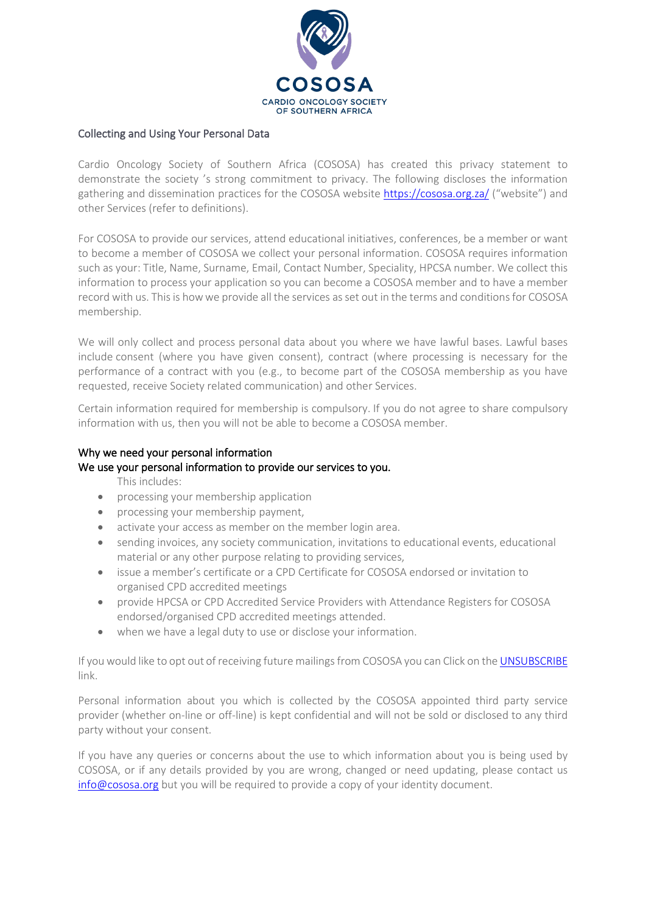## Collecting and Using Your Personal Data

Cardio Oncology Society of Southern Africa (COSOSA) has created this privacy statement to demonstrate the society 's strong commitment to privacy. The following discloses the information gathering and dissemination practices for the COSOSA website https://cososa.org.za/ ("website") and other Services (refer to definitions).

For COSOSA to provide our services, attend educational initiatives, conferences, be a member or want to become a member of COSOSA we collect your personal information. COSOSA requires information such as your: Title, Name, Surname, Email, Contact Number, Speciality, HPCSA number. We collect this information to process your application so you can become a COSOSA member and to have a member record with us. This is how we provide all the services as set out in the terms and conditions for COSOSA membership.

We will only collect and process personal data about you where we have lawful bases. Lawful bases include consent (where you have given consent), contract (where processing is necessary for the performance of a contract with you (e.g., to become part of the COSOSA membership as you have requested, receive Society related communication) and other Services.

Certain information required for membership is compulsory. If you do not agree to share compulsory information with us, then you will not be able to become a COSOSA member.

## Why we need your personal information

### We use your personal information to provide our services to you.

This includes:

- processing your membership application
- processing your membership payment,
- activate your access as member on the member login area.
- sending invoices, any society communication, invitations to educational events, educational material or any other purpose relating to providing services,
- issue a member's certificate or a CPD Certificate for COSOSA endorsed or invitation to organised CPD accredited meetings
- provide HPCSA or CPD Accredited Service Providers with Attendance Registers for COSOSA endorsed/organised CPD accredited meetings attended.
- when we have a legal duty to use or disclose your information.

If you would like to opt out of receiving future mailings from COSOSA you can Click on the UNSUBSCRIBE link.

Personal information about you which is collected by the COSOSA appointed third party service provider (whether on-line or off-line) is kept confidential and will not be sold or disclosed to any third party without your consent.

If you have any queries or concerns about the use to which information about you is being used by COSOSA, or if any details provided by you are wrong, changed or need updating, please contact us info@cososa.org but you will be required to provide a copy of your identity document.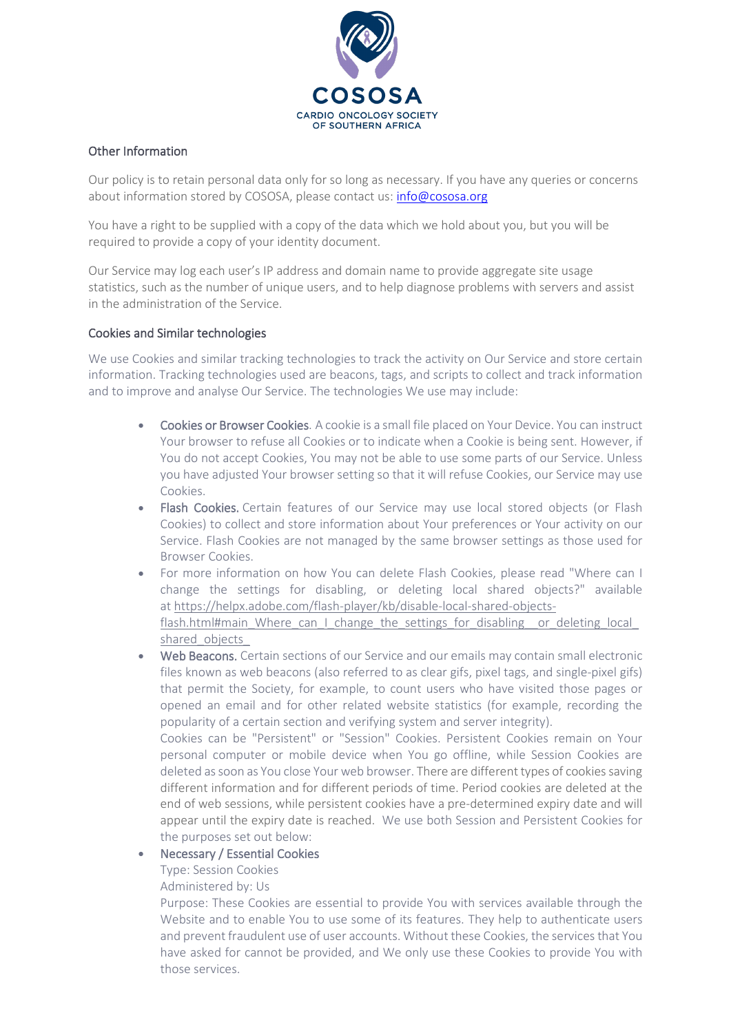## Other Information

Our policy is to retain personal data only for so long as necessary. If you have any queries or concerns about information stored by COSOSA, please contact us: info@cososa.org

You have a right to be supplied with a copy of the data which we hold about you, but you will be required to provide a copy of your identity document.

Our Service may log each user's IP address and domain name to provide aggregate site usage statistics, such as the number of unique users, and to help diagnose problems with servers and assist in the administration of the Service.

## Cookies and Similar technologies

We use Cookies and similar tracking technologies to track the activity on Our Service and store certain information. Tracking technologies used are beacons, tags, and scripts to collect and track information and to improve and analyse Our Service. The technologies We use may include:

- Cookies or Browser Cookies. A cookie is a small file placed on Your Device. You can instruct Your browser to refuse all Cookies or to indicate when a Cookie is being sent. However, if You do not accept Cookies, You may not be able to use some parts of our Service. Unless you have adjusted Your browser setting so that it will refuse Cookies, our Service may use Cookies.
- Flash Cookies. Certain features of our Service may use local stored objects (or Flash Cookies) to collect and store information about Your preferences or Your activity on our Service. Flash Cookies are not managed by the same browser settings as those used for Browser Cookies.
- For more information on how You can delete Flash Cookies, please read "Where can I change the settings for disabling, or deleting local shared objects?" available at https://helpx.adobe.com/flash-player/kb/disable-local-shared-objects-flash.html#main_Where_can_I_change_the_settings_for_disabling__or_deleting_local_shared_objects_
- Web Beacons. Certain sections of our Service and our emails may contain small electronic files known as web beacons (also referred to as clear gifs, pixel tags, and single-pixel gifs) that permit the Society, for example, to count users who have visited those pages or opened an email and for other related website statistics (for example, recording the popularity of a certain section and verifying system and server integrity).
  Cookies can be "Persistent" or "Session" Cookies. Persistent Cookies remain on Your personal computer or mobile device when You go offline, while Session Cookies are deleted as soon as You close Your web browser. There are different types of cookies saving different information and for different periods of time. Period cookies are deleted at the end of web sessions, while persistent cookies have a pre-determined expiry date and will appear until the expiry date is reached. We use both Session and Persistent Cookies for the purposes set out below:
- Necessary / Essential Cookies
  Type: Session Cookies
  Administered by: Us
  Purpose: These Cookies are essential to provide You with services available through the Website and to enable You to use some of its features. They help to authenticate users and prevent fraudulent use of user accounts. Without these Cookies, the services that You have asked for cannot be provided, and We only use these Cookies to provide You with those services.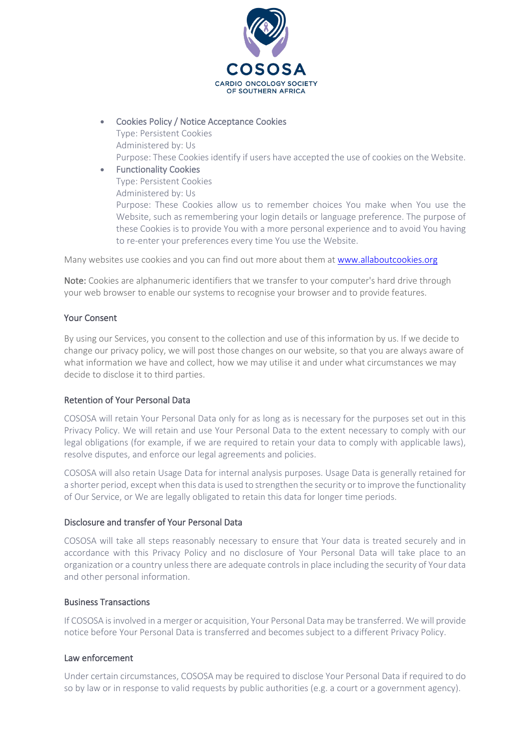- Cookies Policy / Notice Acceptance Cookies
  Type: Persistent Cookies
  Administered by: Us
  Purpose: These Cookies identify if users have accepted the use of cookies on the Website.
- Functionality Cookies
  Type: Persistent Cookies
  Administered by: Us
  Purpose: These Cookies allow us to remember choices You make when You use the Website, such as remembering your login details or language preference. The purpose of these Cookies is to provide You with a more personal experience and to avoid You having to re-enter your preferences every time You use the Website.

Many websites use cookies and you can find out more about them at [www.allaboutcookies.org](http://www.allaboutcookies.org)

**Note:** Cookies are alphanumeric identifiers that we transfer to your computer's hard drive through your web browser to enable our systems to recognise your browser and to provide features.

### Your Consent

By using our Services, you consent to the collection and use of this information by us. If we decide to change our privacy policy, we will post those changes on our website, so that you are always aware of what information we have and collect, how we may utilise it and under what circumstances we may decide to disclose it to third parties.

### Retention of Your Personal Data

COSOSA will retain Your Personal Data only for as long as is necessary for the purposes set out in this Privacy Policy. We will retain and use Your Personal Data to the extent necessary to comply with our legal obligations (for example, if we are required to retain your data to comply with applicable laws), resolve disputes, and enforce our legal agreements and policies.

COSOSA will also retain Usage Data for internal analysis purposes. Usage Data is generally retained for a shorter period, except when this data is used to strengthen the security or to improve the functionality of Our Service, or We are legally obligated to retain this data for longer time periods.

### Disclosure and transfer of Your Personal Data

COSOSA will take all steps reasonably necessary to ensure that Your data is treated securely and in accordance with this Privacy Policy and no disclosure of Your Personal Data will take place to an organization or a country unless there are adequate controls in place including the security of Your data and other personal information.

### Business Transactions

If COSOSA is involved in a merger or acquisition, Your Personal Data may be transferred. We will provide notice before Your Personal Data is transferred and becomes subject to a different Privacy Policy.

### Law enforcement

Under certain circumstances, COSOSA may be required to disclose Your Personal Data if required to do so by law or in response to valid requests by public authorities (e.g. a court or a government agency).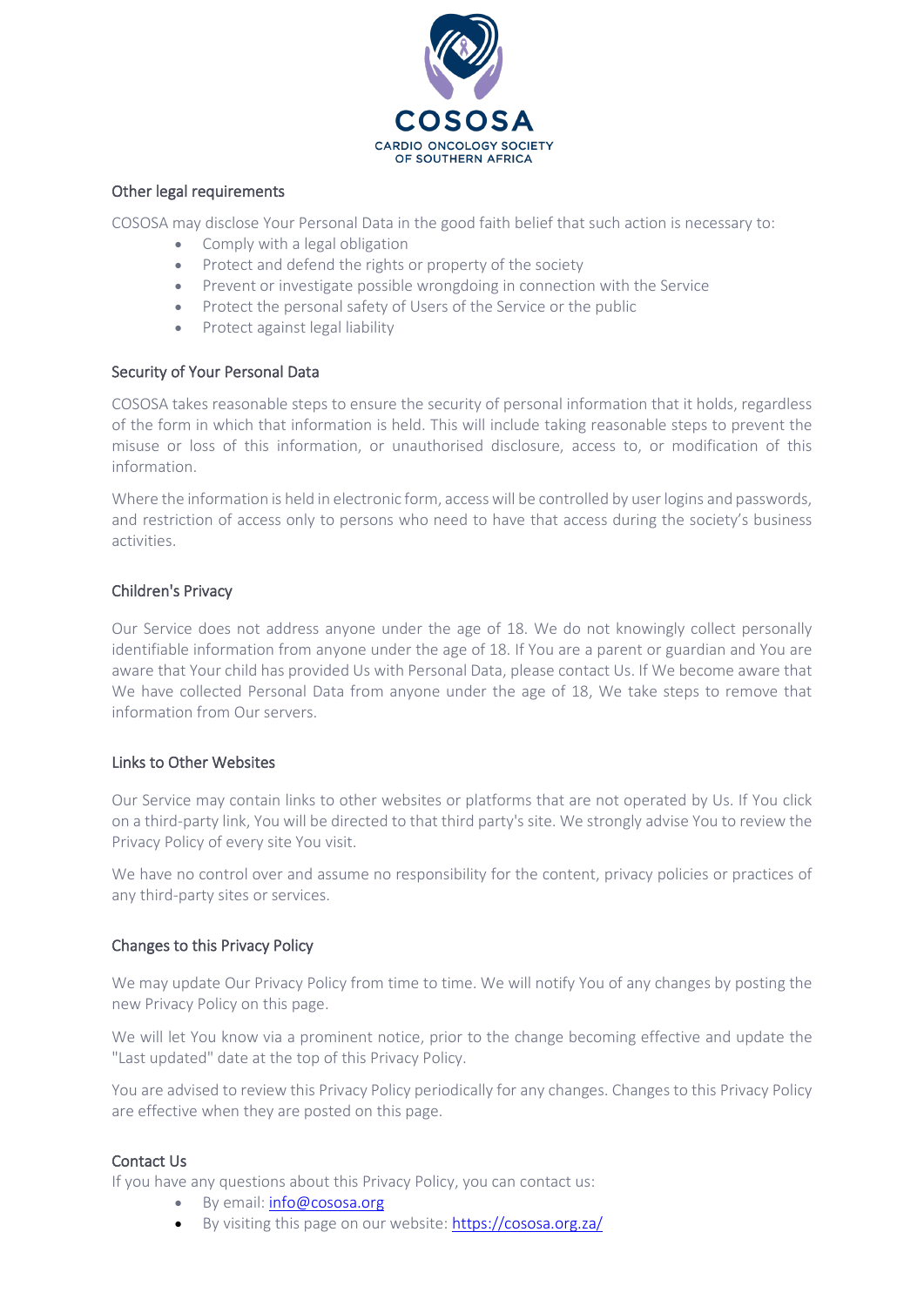## Other legal requirements

COSOSA may disclose Your Personal Data in the good faith belief that such action is necessary to:

- Comply with a legal obligation
- Protect and defend the rights or property of the society
- Prevent or investigate possible wrongdoing in connection with the Service
- Protect the personal safety of Users of the Service or the public
- Protect against legal liability

## Security of Your Personal Data

COSOSA takes reasonable steps to ensure the security of personal information that it holds, regardless of the form in which that information is held. This will include taking reasonable steps to prevent the misuse or loss of this information, or unauthorised disclosure, access to, or modification of this information.

Where the information is held in electronic form, access will be controlled by user logins and passwords, and restriction of access only to persons who need to have that access during the society's business activities.

## Children's Privacy

Our Service does not address anyone under the age of 18. We do not knowingly collect personally identifiable information from anyone under the age of 18. If You are a parent or guardian and You are aware that Your child has provided Us with Personal Data, please contact Us. If We become aware that We have collected Personal Data from anyone under the age of 18, We take steps to remove that information from Our servers.

## Links to Other Websites

Our Service may contain links to other websites or platforms that are not operated by Us. If You click on a third-party link, You will be directed to that third party's site. We strongly advise You to review the Privacy Policy of every site You visit.

We have no control over and assume no responsibility for the content, privacy policies or practices of any third-party sites or services.

## Changes to this Privacy Policy

We may update Our Privacy Policy from time to time. We will notify You of any changes by posting the new Privacy Policy on this page.

We will let You know via a prominent notice, prior to the change becoming effective and update the "Last updated" date at the top of this Privacy Policy.

You are advised to review this Privacy Policy periodically for any changes. Changes to this Privacy Policy are effective when they are posted on this page.

## Contact Us

If you have any questions about this Privacy Policy, you can contact us:

- By email: info@cososa.org
- By visiting this page on our website: https://cososa.org.za/